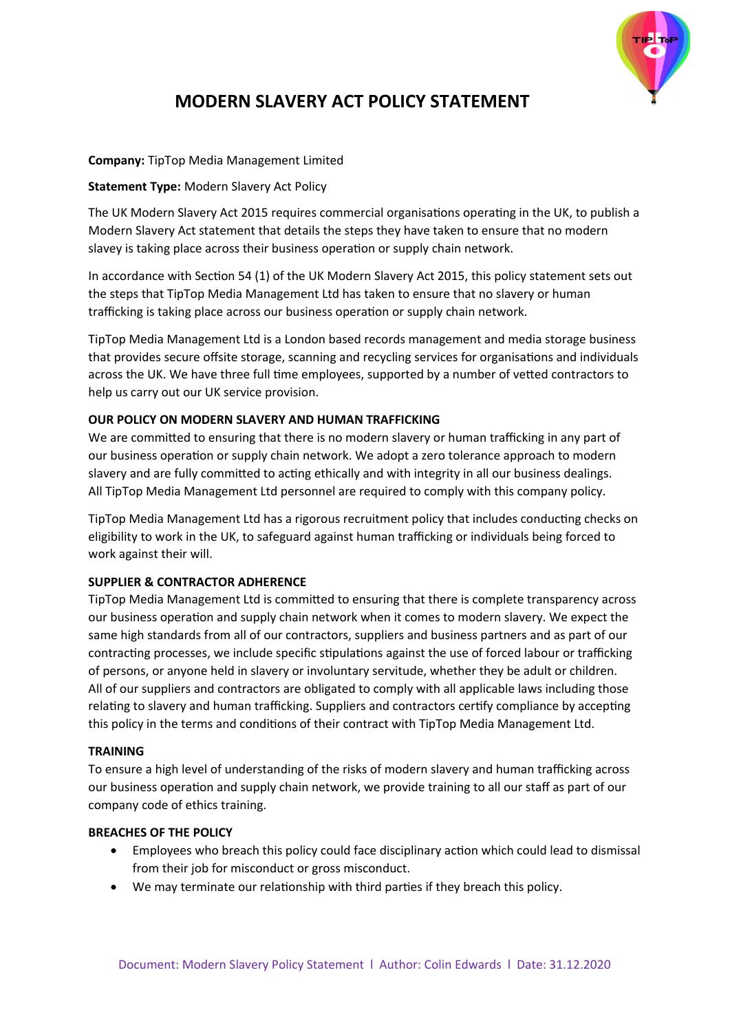# MODERN SLAVERY ACT POLICY STATEMENT

**Company:** TipTop Media Management Limited

**Statement Type:** Modern Slavery Act Policy

The UK Modern Slavery Act 2015 requires commercial organisations operating in the UK, to publish a Modern Slavery Act statement that details the steps they have taken to ensure that no modern slavey is taking place across their business operation or supply chain network.

In accordance with Section 54 (1) of the UK Modern Slavery Act 2015, this policy statement sets out the steps that TipTop Media Management Ltd has taken to ensure that no slavery or human trafficking is taking place across our business operation or supply chain network.

TipTop Media Management Ltd is a London based records management and media storage business that provides secure offsite storage, scanning and recycling services for organisations and individuals across the UK. We have three full time employees, supported by a number of vetted contractors to help us carry out our UK service provision.

**OUR POLICY ON MODERN SLAVERY AND HUMAN TRAFFICKING**

We are committed to ensuring that there is no modern slavery or human trafficking in any part of our business operation or supply chain network. We adopt a zero tolerance approach to modern slavery and are fully committed to acting ethically and with integrity in all our business dealings. All TipTop Media Management Ltd personnel are required to comply with this company policy.

TipTop Media Management Ltd has a rigorous recruitment policy that includes conducting checks on eligibility to work in the UK, to safeguard against human trafficking or individuals being forced to work against their will.

**SUPPLIER & CONTRACTOR ADHERENCE**

TipTop Media Management Ltd is committed to ensuring that there is complete transparency across our business operation and supply chain network when it comes to modern slavery. We expect the same high standards from all of our contractors, suppliers and business partners and as part of our contracting processes, we include specific stipulations against the use of forced labour or trafficking of persons, or anyone held in slavery or involuntary servitude, whether they be adult or children. All of our suppliers and contractors are obligated to comply with all applicable laws including those relating to slavery and human trafficking. Suppliers and contractors certify compliance by accepting this policy in the terms and conditions of their contract with TipTop Media Management Ltd.

**TRAINING**

To ensure a high level of understanding of the risks of modern slavery and human trafficking across our business operation and supply chain network, we provide training to all our staff as part of our company code of ethics training.

**BREACHES OF THE POLICY**

- Employees who breach this policy could face disciplinary action which could lead to dismissal from their job for misconduct or gross misconduct.
- We may terminate our relationship with third parties if they breach this policy.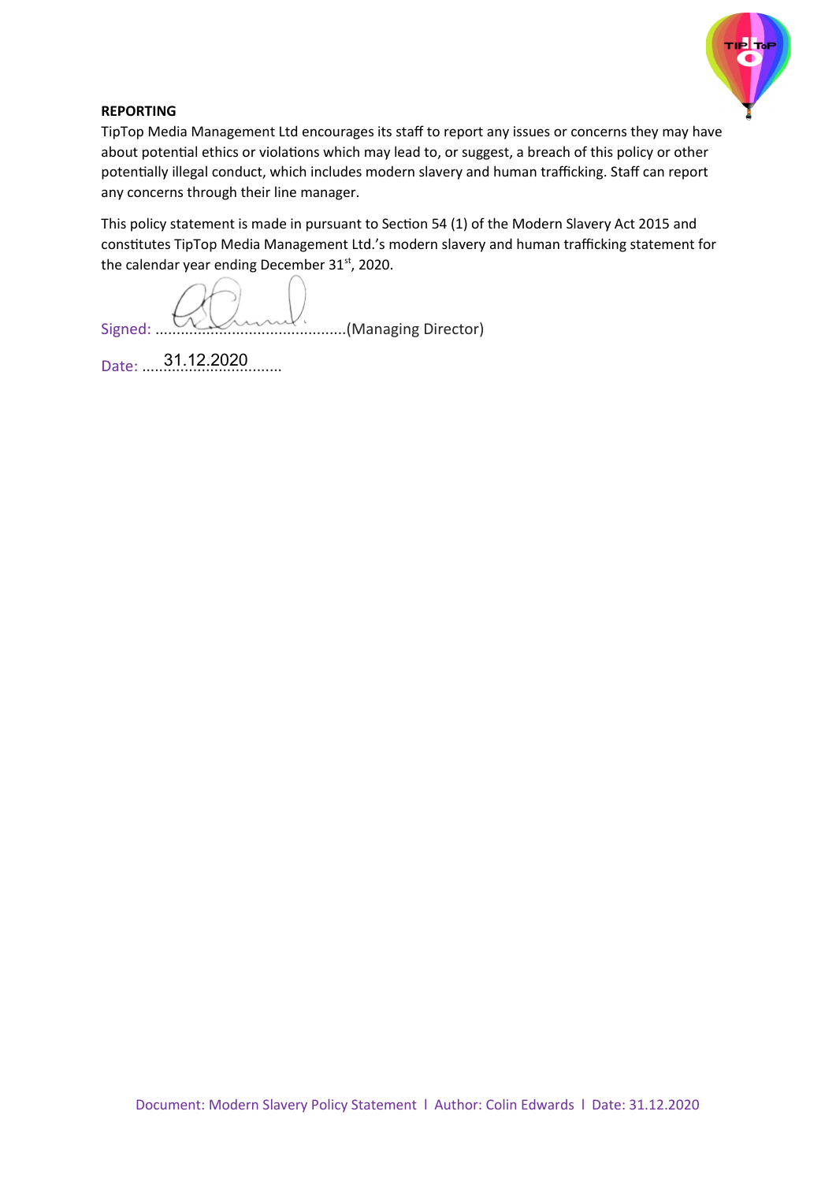**REPORTING**

TipTop Media Management Ltd encourages its staff to report any issues or concerns they may have about potential ethics or violations which may lead to, or suggest, a breach of this policy or other potentially illegal conduct, which includes modern slavery and human trafficking. Staff can report any concerns through their line manager.

This policy statement is made in pursuant to Section 54 (1) of the Modern Slavery Act 2015 and constitutes TipTop Media Management Ltd.'s modern slavery and human trafficking statement for the calendar year ending December 31st, 2020.

Signed: ............................................(Managing Director)

Date: 31.12.2020